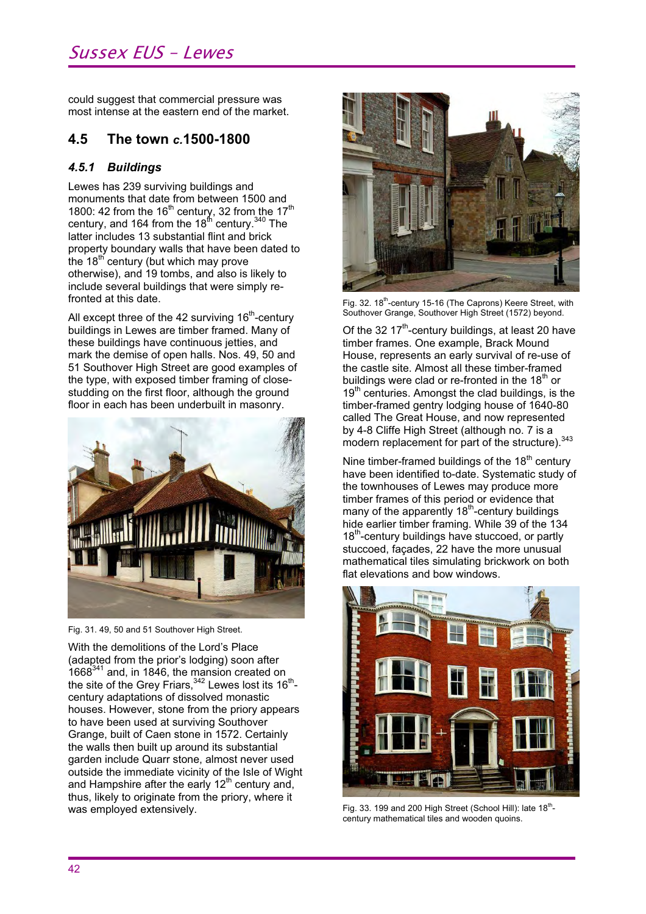could suggest that commercial pressure was most intense at the eastern end of the market.

## 4.5 The town *c.*1500-1800

### *4.5.1 Buildings*

Lewes has 239 surviving buildings and monuments that date from between 1500 and 1800: 42 from the 16th century, 32 from the 17th century, and 164 from the 18th century.[340] The latter includes 13 substantial flint and brick property boundary walls that have been dated to the 18th century (but which may prove otherwise), and 19 tombs, and also is likely to include several buildings that were simply re-fronted at this date.

All except three of the 42 surviving 16th-century buildings in Lewes are timber framed. Many of these buildings have continuous jetties, and mark the demise of open halls. Nos. 49, 50 and 51 Southover High Street are good examples of the type, with exposed timber framing of close-studding on the first floor, although the ground floor in each has been underbuilt in masonry.

Fig. 31. 49, 50 and 51 Southover High Street.

With the demolitions of the Lord's Place (adapted from the prior's lodging) soon after 1668[341] and, in 1846, the mansion created on the site of the Grey Friars,[342] Lewes lost its 16th-century adaptations of dissolved monastic houses. However, stone from the priory appears to have been used at surviving Southover Grange, built of Caen stone in 1572. Certainly the walls then built up around its substantial garden include Quarr stone, almost never used outside the immediate vicinity of the Isle of Wight and Hampshire after the early 12th century and, thus, likely to originate from the priory, where it was employed extensively.

Fig. 32. 18th-century 15-16 (The Caprons) Keere Street, with Southover Grange, Southover High Street (1572) beyond.

Of the 32 17th-century buildings, at least 20 have timber frames. One example, Brack Mound House, represents an early survival of re-use of the castle site. Almost all these timber-framed buildings were clad or re-fronted in the 18th or 19th centuries. Amongst the clad buildings, is the timber-framed gentry lodging house of 1640-80 called The Great House, and now represented by 4-8 Cliffe High Street (although no. 7 is a modern replacement for part of the structure).[343]

Nine timber-framed buildings of the 18th century have been identified to-date. Systematic study of the townhouses of Lewes may produce more timber frames of this period or evidence that many of the apparently 18th-century buildings hide earlier timber framing. While 39 of the 134 18th-century buildings have stuccoed, or partly stuccoed, façades, 22 have the more unusual mathematical tiles simulating brickwork on both flat elevations and bow windows.

Fig. 33. 199 and 200 High Street (School Hill): late 18th-century mathematical tiles and wooden quoins.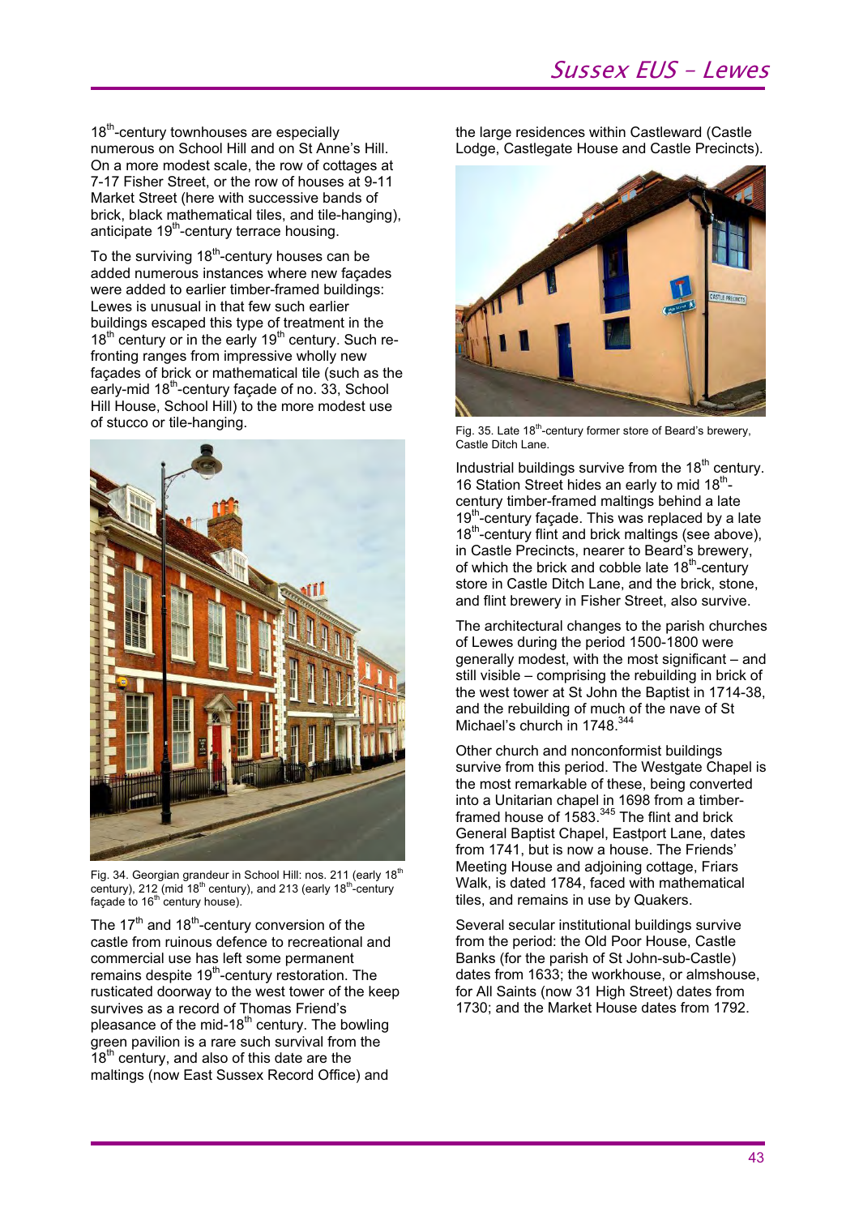18th-century townhouses are especially numerous on School Hill and on St Anne's Hill. On a more modest scale, the row of cottages at 7-17 Fisher Street, or the row of houses at 9-11 Market Street (here with successive bands of brick, black mathematical tiles, and tile-hanging), anticipate 19th-century terrace housing.

To the surviving 18th-century houses can be added numerous instances where new façades were added to earlier timber-framed buildings: Lewes is unusual in that few such earlier buildings escaped this type of treatment in the 18th century or in the early 19th century. Such re-fronting ranges from impressive wholly new façades of brick or mathematical tile (such as the early-mid 18th-century façade of no. 33, School Hill House, School Hill) to the more modest use of stucco or tile-hanging.

Fig. 34. Georgian grandeur in School Hill: nos. 211 (early 18th century), 212 (mid 18th century), and 213 (early 18th-century façade to 16th century house).

The 17th and 18th-century conversion of the castle from ruinous defence to recreational and commercial use has left some permanent remains despite 19th-century restoration. The rusticated doorway to the west tower of the keep survives as a record of Thomas Friend's pleasance of the mid-18th century. The bowling green pavilion is a rare such survival from the 18th century, and also of this date are the maltings (now East Sussex Record Office) and the large residences within Castleward (Castle Lodge, Castlegate House and Castle Precincts).

Fig. 35. Late 18th-century former store of Beard's brewery, Castle Ditch Lane.

Industrial buildings survive from the 18th century. 16 Station Street hides an early to mid 18th-century timber-framed maltings behind a late 19th-century façade. This was replaced by a late 18th-century flint and brick maltings (see above), in Castle Precincts, nearer to Beard's brewery, of which the brick and cobble late 18th-century store in Castle Ditch Lane, and the brick, stone, and flint brewery in Fisher Street, also survive.

The architectural changes to the parish churches of Lewes during the period 1500-1800 were generally modest, with the most significant – and still visible – comprising the rebuilding in brick of the west tower at St John the Baptist in 1714-38, and the rebuilding of much of the nave of St Michael's church in 1748.[344]

Other church and nonconformist buildings survive from this period. The Westgate Chapel is the most remarkable of these, being converted into a Unitarian chapel in 1698 from a timber-framed house of 1583.[345] The flint and brick General Baptist Chapel, Eastport Lane, dates from 1741, but is now a house. The Friends' Meeting House and adjoining cottage, Friars Walk, is dated 1784, faced with mathematical tiles, and remains in use by Quakers.

Several secular institutional buildings survive from the period: the Old Poor House, Castle Banks (for the parish of St John-sub-Castle) dates from 1633; the workhouse, or almshouse, for All Saints (now 31 High Street) dates from 1730; and the Market House dates from 1792.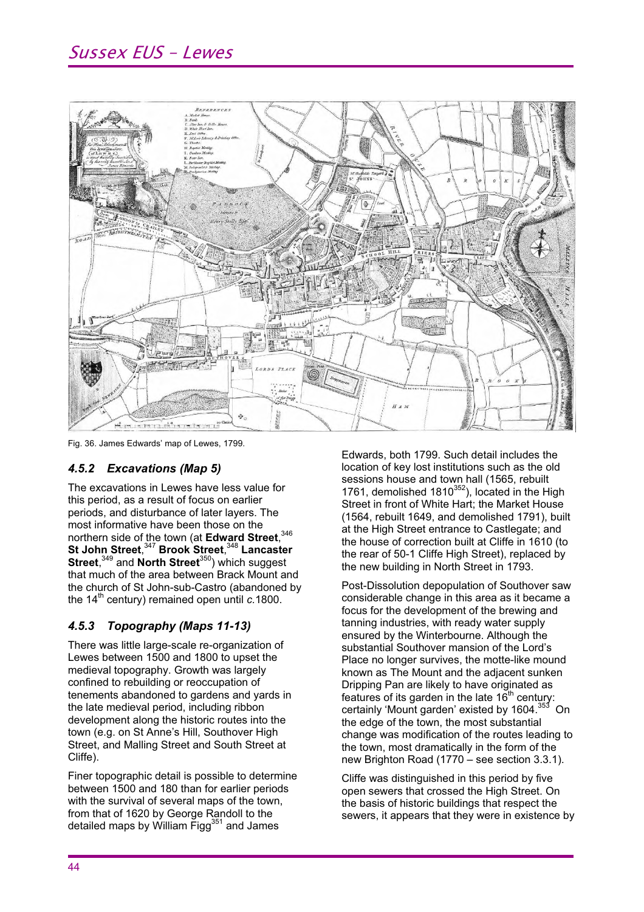Fig. 36. James Edwards' map of Lewes, 1799.

### 4.5.2 Excavations (Map 5)

The excavations in Lewes have less value for this period, as a result of focus on earlier periods, and disturbance of later layers. The most informative have been those on the northern side of the town (at **Edward Street**,[346] **St John Street**,[347] **Brook Street**,[348] **Lancaster Street**,[349] and **North Street**[350]) which suggest that much of the area between Brack Mount and the church of St John-sub-Castro (abandoned by the 14th century) remained open until *c.*1800.

### 4.5.3 Topography (Maps 11-13)

There was little large-scale re-organization of Lewes between 1500 and 1800 to upset the medieval topography. Growth was largely confined to rebuilding or reoccupation of tenements abandoned to gardens and yards in the late medieval period, including ribbon development along the historic routes into the town (e.g. on St Anne's Hill, Southover High Street, and Malling Street and South Street at Cliffe).

Finer topographic detail is possible to determine between 1500 and 180 than for earlier periods with the survival of several maps of the town, from that of 1620 by George Randoll to the detailed maps by William Figg[351] and James Edwards, both 1799. Such detail includes the location of key lost institutions such as the old sessions house and town hall (1565, rebuilt 1761, demolished 1810[352]), located in the High Street in front of White Hart; the Market House (1564, rebuilt 1649, and demolished 1791), built at the High Street entrance to Castlegate; and the house of correction built at Cliffe in 1610 (to the rear of 50-1 Cliffe High Street), replaced by the new building in North Street in 1793.

Post-Dissolution depopulation of Southover saw considerable change in this area as it became a focus for the development of the brewing and tanning industries, with ready water supply ensured by the Winterbourne. Although the substantial Southover mansion of the Lord's Place no longer survives, the motte-like mound known as The Mount and the adjacent sunken Dripping Pan are likely to have originated as features of its garden in the late 16th century: certainly 'Mount garden' existed by 1604.[353] On the edge of the town, the most substantial change was modification of the routes leading to the town, most dramatically in the form of the new Brighton Road (1770 – see section 3.3.1).

Cliffe was distinguished in this period by five open sewers that crossed the High Street. On the basis of historic buildings that respect the sewers, it appears that they were in existence by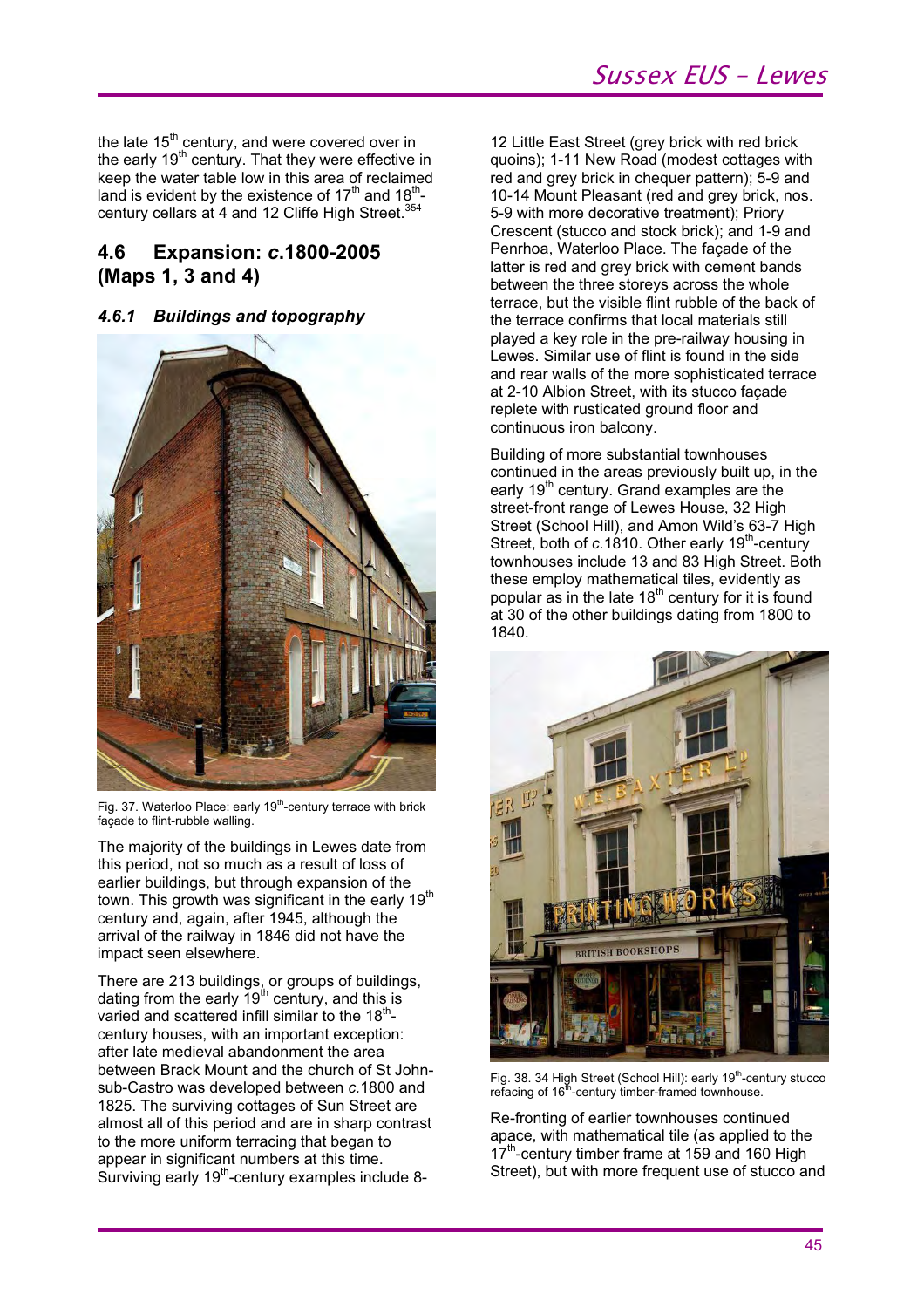the late 15th century, and were covered over in the early 19th century. That they were effective in keep the water table low in this area of reclaimed land is evident by the existence of 17th and 18th-century cellars at 4 and 12 Cliffe High Street.[354]

## 4.6 Expansion: *c*.1800-2005 (Maps 1, 3 and 4)

### *4.6.1 Buildings and topography*

Fig. 37. Waterloo Place: early 19th-century terrace with brick façade to flint-rubble walling.

The majority of the buildings in Lewes date from this period, not so much as a result of loss of earlier buildings, but through expansion of the town. This growth was significant in the early 19th century and, again, after 1945, although the arrival of the railway in 1846 did not have the impact seen elsewhere.

There are 213 buildings, or groups of buildings, dating from the early 19th century, and this is varied and scattered infill similar to the 18th-century houses, with an important exception: after late medieval abandonment the area between Brack Mount and the church of St John-sub-Castro was developed between *c*.1800 and 1825. The surviving cottages of Sun Street are almost all of this period and are in sharp contrast to the more uniform terracing that began to appear in significant numbers at this time. Surviving early 19th-century examples include 8-12 Little East Street (grey brick with red brick quoins); 1-11 New Road (modest cottages with red and grey brick in chequer pattern); 5-9 and 10-14 Mount Pleasant (red and grey brick, nos. 5-9 with more decorative treatment); Priory Crescent (stucco and stock brick); and 1-9 and Penrhoa, Waterloo Place. The façade of the latter is red and grey brick with cement bands between the three storeys across the whole terrace, but the visible flint rubble of the back of the terrace confirms that local materials still played a key role in the pre-railway housing in Lewes. Similar use of flint is found in the side and rear walls of the more sophisticated terrace at 2-10 Albion Street, with its stucco façade replete with rusticated ground floor and continuous iron balcony.

Building of more substantial townhouses continued in the areas previously built up, in the early 19th century. Grand examples are the street-front range of Lewes House, 32 High Street (School Hill), and Amon Wild's 63-7 High Street, both of *c*.1810. Other early 19th-century townhouses include 13 and 83 High Street. Both these employ mathematical tiles, evidently as popular as in the late 18th century for it is found at 30 of the other buildings dating from 1800 to 1840.

Fig. 38. 34 High Street (School Hill): early 19th-century stucco refacing of 16th-century timber-framed townhouse.

Re-fronting of earlier townhouses continued apace, with mathematical tile (as applied to the 17th-century timber frame at 159 and 160 High Street), but with more frequent use of stucco and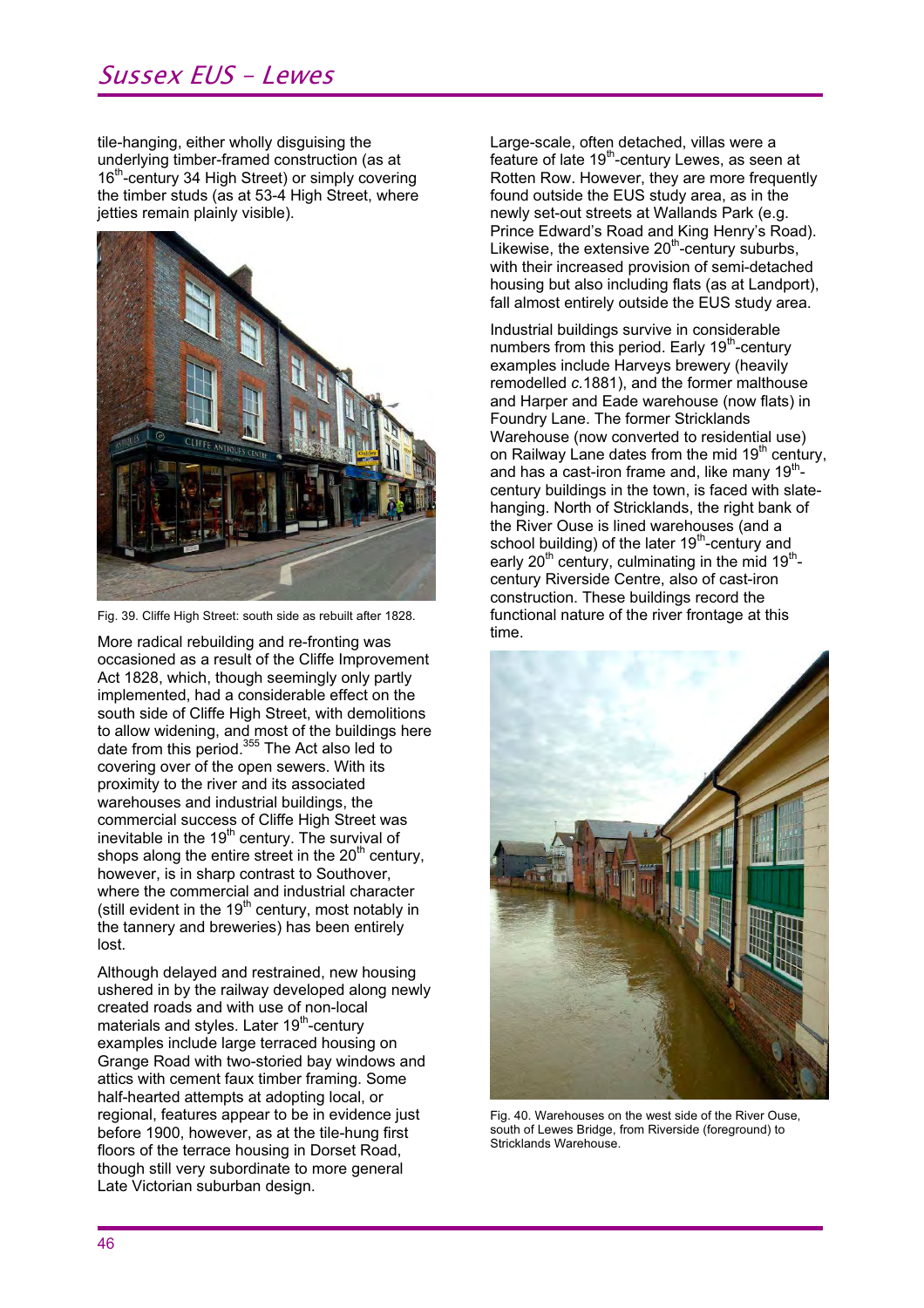tile-hanging, either wholly disguising the underlying timber-framed construction (as at 16th-century 34 High Street) or simply covering the timber studs (as at 53-4 High Street, where jetties remain plainly visible).

Fig. 39. Cliffe High Street: south side as rebuilt after 1828.

More radical rebuilding and re-fronting was occasioned as a result of the Cliffe Improvement Act 1828, which, though seemingly only partly implemented, had a considerable effect on the south side of Cliffe High Street, with demolitions to allow widening, and most of the buildings here date from this period.[355] The Act also led to covering over of the open sewers. With its proximity to the river and its associated warehouses and industrial buildings, the commercial success of Cliffe High Street was inevitable in the 19th century. The survival of shops along the entire street in the 20th century, however, is in sharp contrast to Southover, where the commercial and industrial character (still evident in the 19th century, most notably in the tannery and breweries) has been entirely lost.

Although delayed and restrained, new housing ushered in by the railway developed along newly created roads and with use of non-local materials and styles. Later 19th-century examples include large terraced housing on Grange Road with two-storied bay windows and attics with cement faux timber framing. Some half-hearted attempts at adopting local, or regional, features appear to be in evidence just before 1900, however, as at the tile-hung first floors of the terrace housing in Dorset Road, though still very subordinate to more general Late Victorian suburban design.

Large-scale, often detached, villas were a feature of late 19th-century Lewes, as seen at Rotten Row. However, they are more frequently found outside the EUS study area, as in the newly set-out streets at Wallands Park (e.g. Prince Edward's Road and King Henry's Road). Likewise, the extensive 20th-century suburbs, with their increased provision of semi-detached housing but also including flats (as at Landport), fall almost entirely outside the EUS study area.

Industrial buildings survive in considerable numbers from this period. Early 19th-century examples include Harveys brewery (heavily remodelled *c.*1881), and the former malthouse and Harper and Eade warehouse (now flats) in Foundry Lane. The former Stricklands Warehouse (now converted to residential use) on Railway Lane dates from the mid 19th century, and has a cast-iron frame and, like many 19th-century buildings in the town, is faced with slate-hanging. North of Stricklands, the right bank of the River Ouse is lined warehouses (and a school building) of the later 19th-century and early 20th century, culminating in the mid 19th-century Riverside Centre, also of cast-iron construction. These buildings record the functional nature of the river frontage at this time.

Fig. 40. Warehouses on the west side of the River Ouse, south of Lewes Bridge, from Riverside (foreground) to Stricklands Warehouse.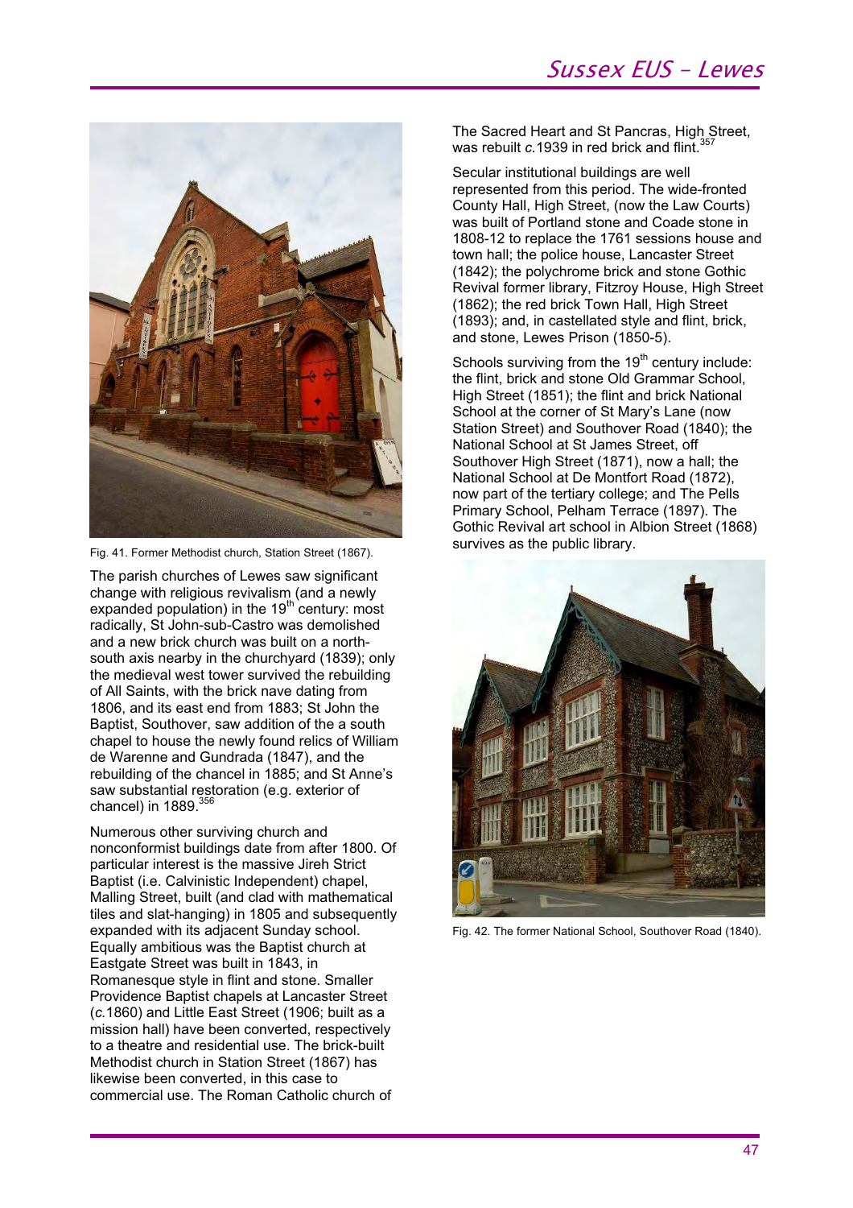Fig. 41. Former Methodist church, Station Street (1867).

The parish churches of Lewes saw significant change with religious revivalism (and a newly expanded population) in the 19th century: most radically, St John-sub-Castro was demolished and a new brick church was built on a north-south axis nearby in the churchyard (1839); only the medieval west tower survived the rebuilding of All Saints, with the brick nave dating from 1806, and its east end from 1883; St John the Baptist, Southover, saw addition of a south chapel to house the newly found relics of William de Warenne and Gundrada (1847), and the rebuilding of the chancel in 1885; and St Anne's saw substantial restoration (e.g. exterior of chancel) in 1889.[356]

Numerous other surviving church and nonconformist buildings date from after 1800. Of particular interest is the massive Jireh Strict Baptist (i.e. Calvinistic Independent) chapel, Malling Street, built (and clad with mathematical tiles and slat-hanging) in 1805 and subsequently expanded with its adjacent Sunday school. Equally ambitious was the Baptist church at Eastgate Street was built in 1843, in Romanesque style in flint and stone. Smaller Providence Baptist chapels at Lancaster Street (*c.*1860) and Little East Street (1906; built as a mission hall) have been converted, respectively to a theatre and residential use. The brick-built Methodist church in Station Street (1867) has likewise been converted, in this case to commercial use. The Roman Catholic church of The Sacred Heart and St Pancras, High Street, was rebuilt *c.*1939 in red brick and flint.[357]

Secular institutional buildings are well represented from this period. The wide-fronted County Hall, High Street, (now the Law Courts) was built of Portland stone and Coade stone in 1808-12 to replace the 1761 sessions house and town hall; the police house, Lancaster Street (1842); the polychrome brick and stone Gothic Revival former library, Fitzroy House, High Street (1862); the red brick Town Hall, High Street (1893); and, in castellated style and flint, brick, and stone, Lewes Prison (1850-5).

Schools surviving from the 19th century include: the flint, brick and stone Old Grammar School, High Street (1851); the flint and brick National School at the corner of St Mary's Lane (now Station Street) and Southover Road (1840); the National School at St James Street, off Southover High Street (1871), now a hall; the National School at De Montfort Road (1872), now part of the tertiary college; and The Pells Primary School, Pelham Terrace (1897). The Gothic Revival art school in Albion Street (1868) survives as the public library.

Fig. 42. The former National School, Southover Road (1840).